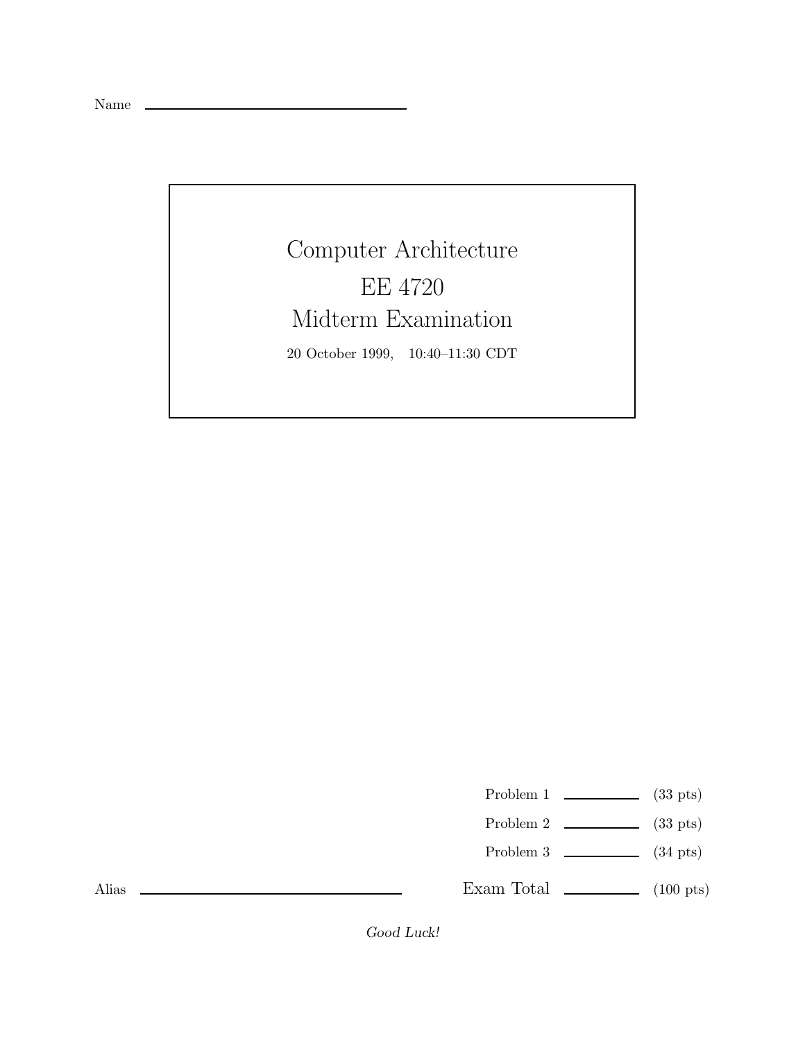Name \_\_\_\_\_\_\_\_\_\_\_\_\_\_\_\_\_\_\_\_\_\_\_\_\_\_\_\_\_\_

# Computer Architecture

## EE 4720

## Midterm Examination

20 October 1999, 10:40–11:30 CDT

| | | |
|---|---|---|
| Problem 1 | \_\_\_\_\_\_\_\_ | (33 pts) |
| Problem 2 | \_\_\_\_\_\_\_\_ | (33 pts) |
| Problem 3 | \_\_\_\_\_\_\_\_ | (34 pts) |
| Exam Total | \_\_\_\_\_\_\_\_ | (100 pts) |

Alias \_\_\_\_\_\_\_\_\_\_\_\_\_\_\_\_\_\_\_\_\_\_\_\_\_\_\_\_\_\_

*Good Luck!*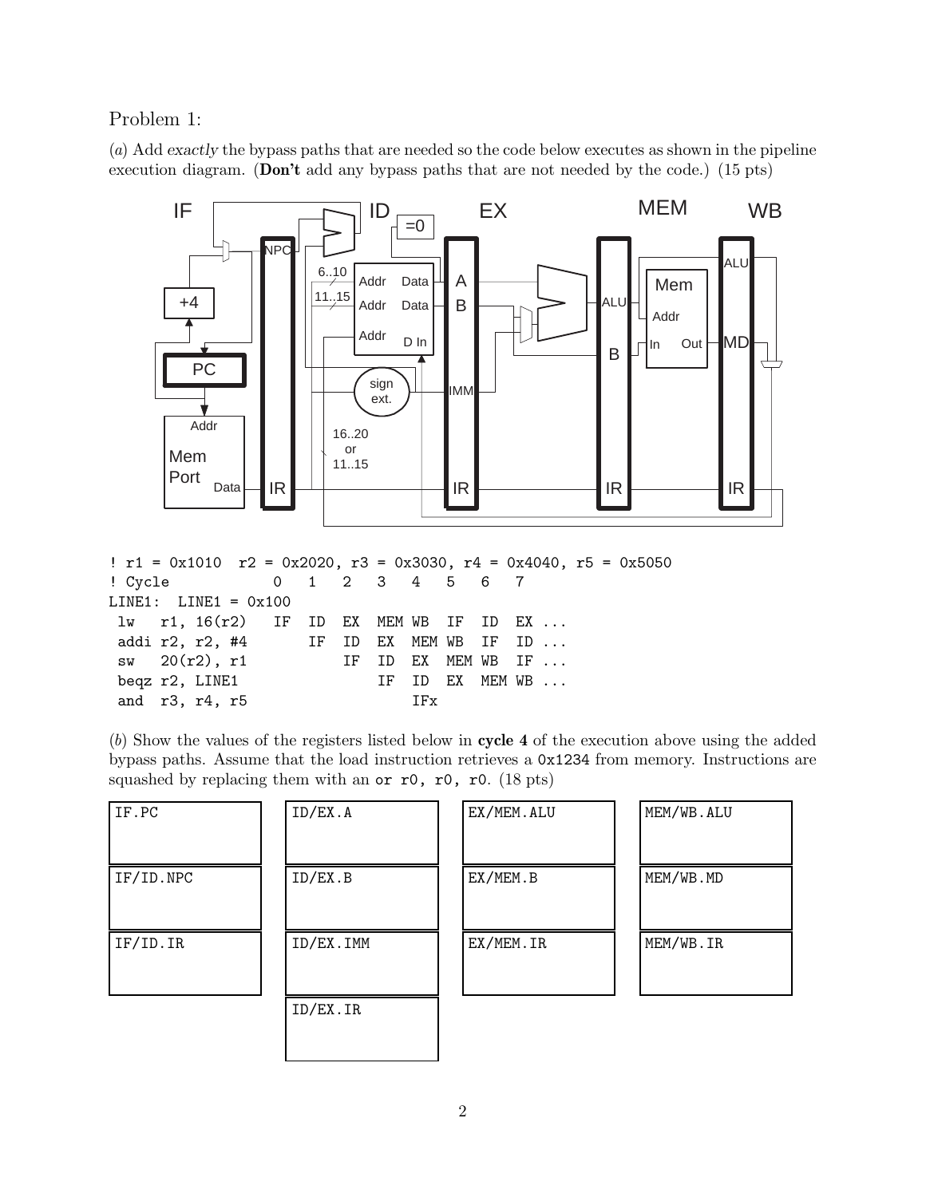Problem 1:

(*a*) Add *exactly* the bypass paths that are needed so the code below executes as shown in the pipeline execution diagram. (**Don't** add any bypass paths that are not needed by the code.) (15 pts)

```
! r1 = 0x1010  r2 = 0x2020, r3 = 0x3030, r4 = 0x4040, r5 = 0x5050
! Cycle           0   1   2   3   4   5   6   7
LINE1:  LINE1 = 0x100
 lw   r1, 16(r2)   IF  ID  EX  MEM WB  IF  ID  EX ...
 addi r2, r2, #4       IF  ID  EX  MEM WB  IF  ID ...
 sw   20(r2), r1           IF  ID  EX  MEM WB  IF ...
 beqz r2, LINE1                IF  ID  EX  MEM WB ...
 and  r3, r4, r5                   IFx
```

(*b*) Show the values of the registers listed below in **cycle 4** of the execution above using the added bypass paths. Assume that the load instruction retrieves a `0x1234` from memory. Instructions are squashed by replacing them with an `or r0, r0, r0`. (18 pts)

| | | | |
|---|---|---|---|
| IF.PC | ID/EX.A | EX/MEM.ALU | MEM/WB.ALU |
| IF/ID.NPC | ID/EX.B | EX/MEM.B | MEM/WB.MD |
| IF/ID.IR | ID/EX.IMM | EX/MEM.IR | MEM/WB.IR |
| | ID/EX.IR | | |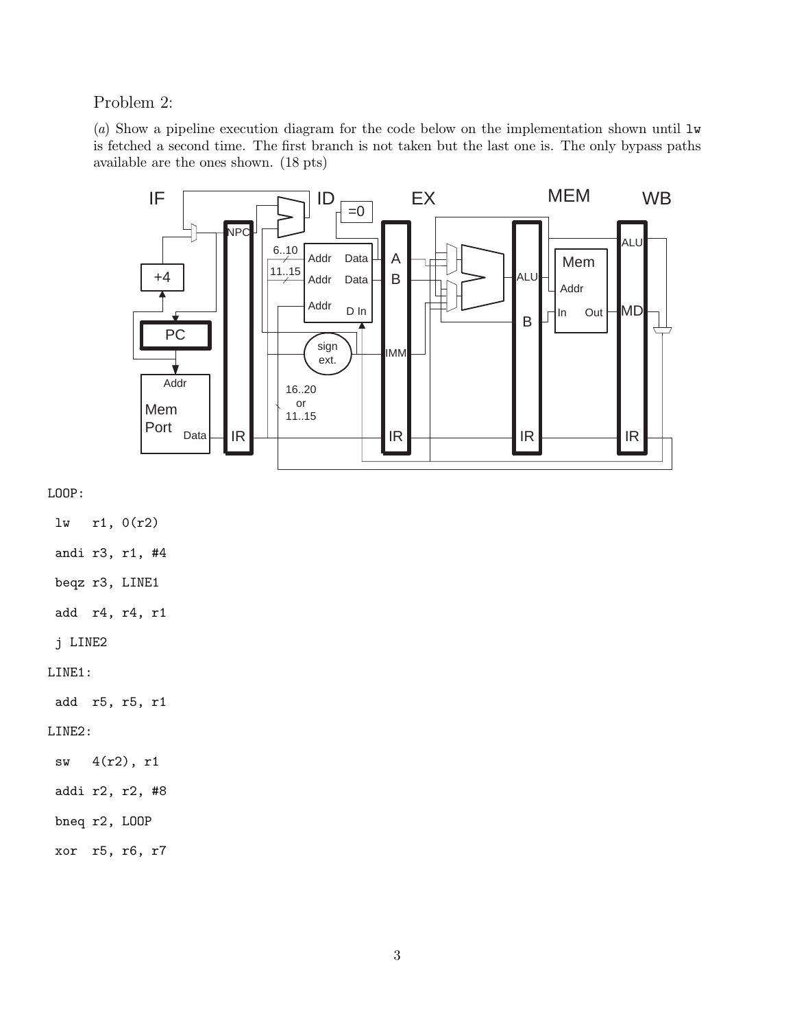Problem 2:

(*a*) Show a pipeline execution diagram for the code below on the implementation shown until `lw` is fetched a second time. The first branch is not taken but the last one is. The only bypass paths available are the ones shown. (18 pts)

```
LOOP:
 lw   r1, 0(r2)
 andi r3, r1, #4
 beqz r3, LINE1
 add  r4, r4, r1
 j LINE2
LINE1:
 add  r5, r5, r1
LINE2:
 sw   4(r2), r1
 addi r2, r2, #8
 bneq r2, LOOP
 xor  r5, r6, r7
```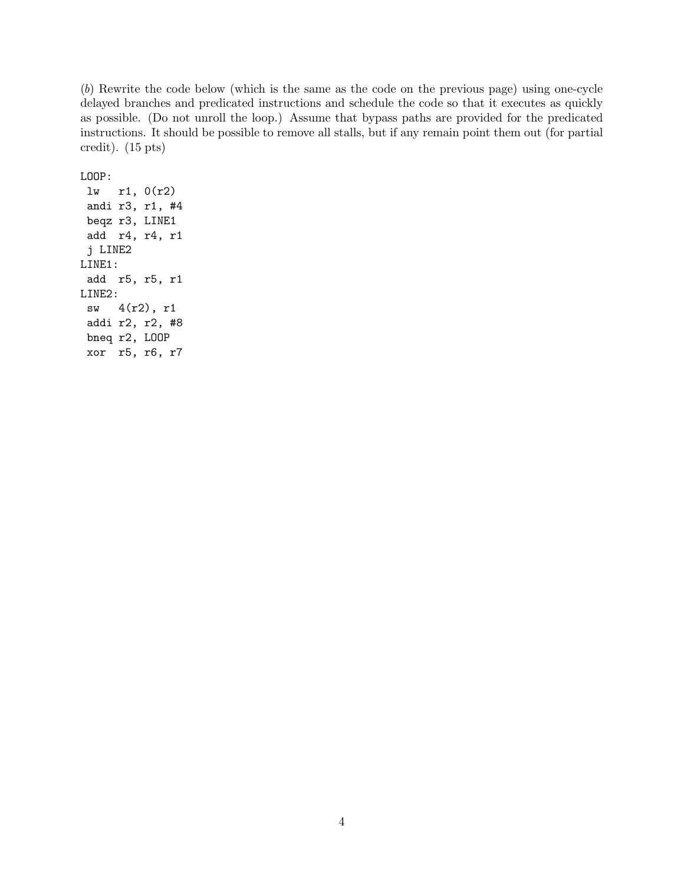(*b*) Rewrite the code below (which is the same as the code on the previous page) using one-cycle delayed branches and predicated instructions and schedule the code so that it executes as quickly as possible. (Do not unroll the loop.) Assume that bypass paths are provided for the predicated instructions. It should be possible to remove all stalls, but if any remain point them out (for partial credit). (15 pts)

```
LOOP:
 lw   r1, 0(r2)
 andi r3, r1, #4
 beqz r3, LINE1
 add  r4, r4, r1
 j LINE2
LINE1:
 add  r5, r5, r1
LINE2:
 sw   4(r2), r1
 addi r2, r2, #8
 bneq r2, LOOP
 xor  r5, r6, r7
```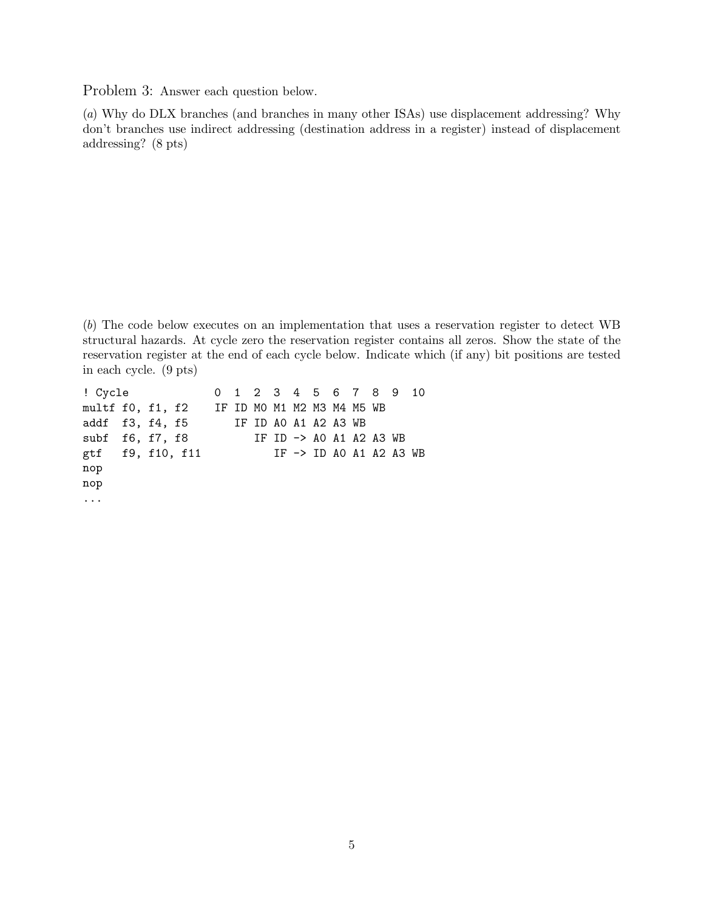Problem 3: Answer each question below.

(*a*) Why do DLX branches (and branches in many other ISAs) use displacement addressing? Why don't branches use indirect addressing (destination address in a register) instead of displacement addressing? (8 pts)

(*b*) The code below executes on an implementation that uses a reservation register to detect WB structural hazards. At cycle zero the reservation register contains all zeros. Show the state of the reservation register at the end of each cycle below. Indicate which (if any) bit positions are tested in each cycle. (9 pts)

```
! Cycle             0  1  2  3  4  5  6  7  8  9  10
multf f0, f1, f2    IF ID M0 M1 M2 M3 M4 M5 WB
addf  f3, f4, f5       IF ID A0 A1 A2 A3 WB
subf  f6, f7, f8          IF ID -> A0 A1 A2 A3 WB
gtf   f9, f10, f11           IF -> ID A0 A1 A2 A3 WB
nop
nop
...
```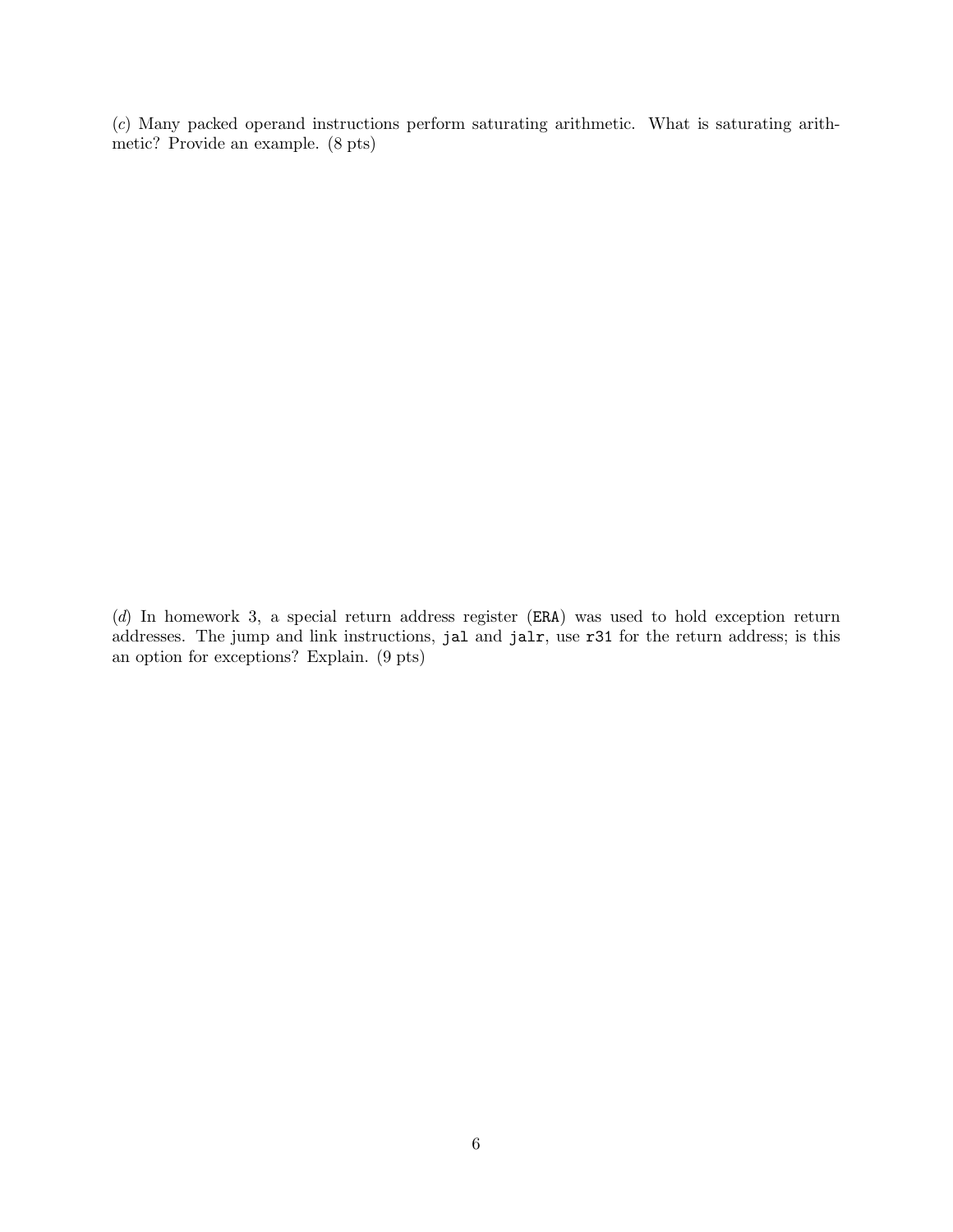(*c*) Many packed operand instructions perform saturating arithmetic. What is saturating arithmetic? Provide an example. (8 pts)

(*d*) In homework 3, a special return address register (`ERA`) was used to hold exception return addresses. The jump and link instructions, `jal` and `jalr`, use `r31` for the return address; is this an option for exceptions? Explain. (9 pts)